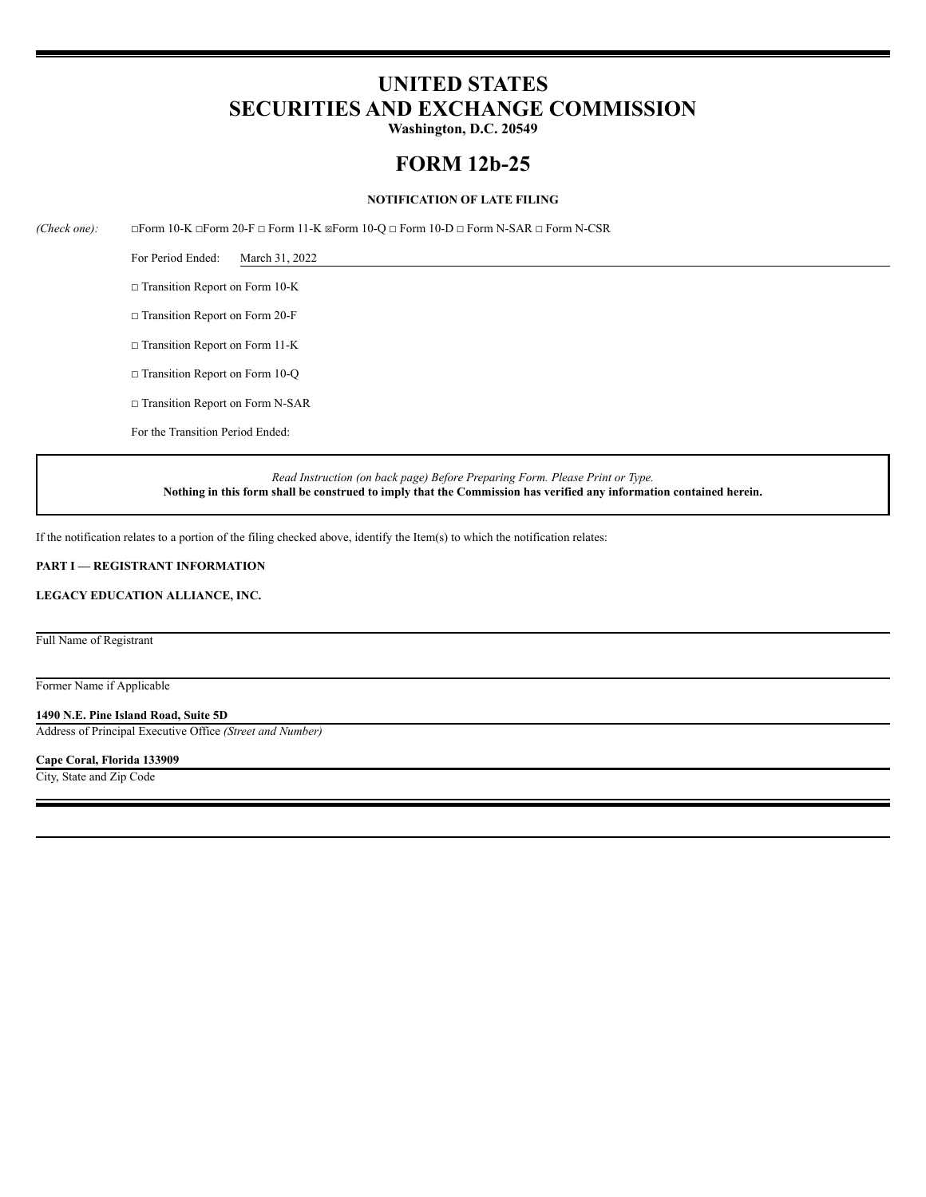# UNITED STATES
# SECURITIES AND EXCHANGE COMMISSION

**Washington, D.C. 20549**

# FORM 12b-25

**NOTIFICATION OF LATE FILING**

*(Check one):* ☐Form 10-K ☐Form 20-F ☐ Form 11-K ☒Form 10-Q ☐ Form 10-D ☐ Form N-SAR ☐ Form N-CSR

For Period Ended: March 31, 2022

☐ Transition Report on Form 10-K

☐ Transition Report on Form 20-F

☐ Transition Report on Form 11-K

☐ Transition Report on Form 10-Q

☐ Transition Report on Form N-SAR

For the Transition Period Ended:

*Read Instruction (on back page) Before Preparing Form. Please Print or Type.*
**Nothing in this form shall be construed to imply that the Commission has verified any information contained herein.**

If the notification relates to a portion of the filing checked above, identify the Item(s) to which the notification relates:

**PART I — REGISTRANT INFORMATION**

**LEGACY EDUCATION ALLIANCE, INC.**

Full Name of Registrant

Former Name if Applicable

**1490 N.E. Pine Island Road, Suite 5D**
Address of Principal Executive Office *(Street and Number)*

**Cape Coral, Florida 133909**
City, State and Zip Code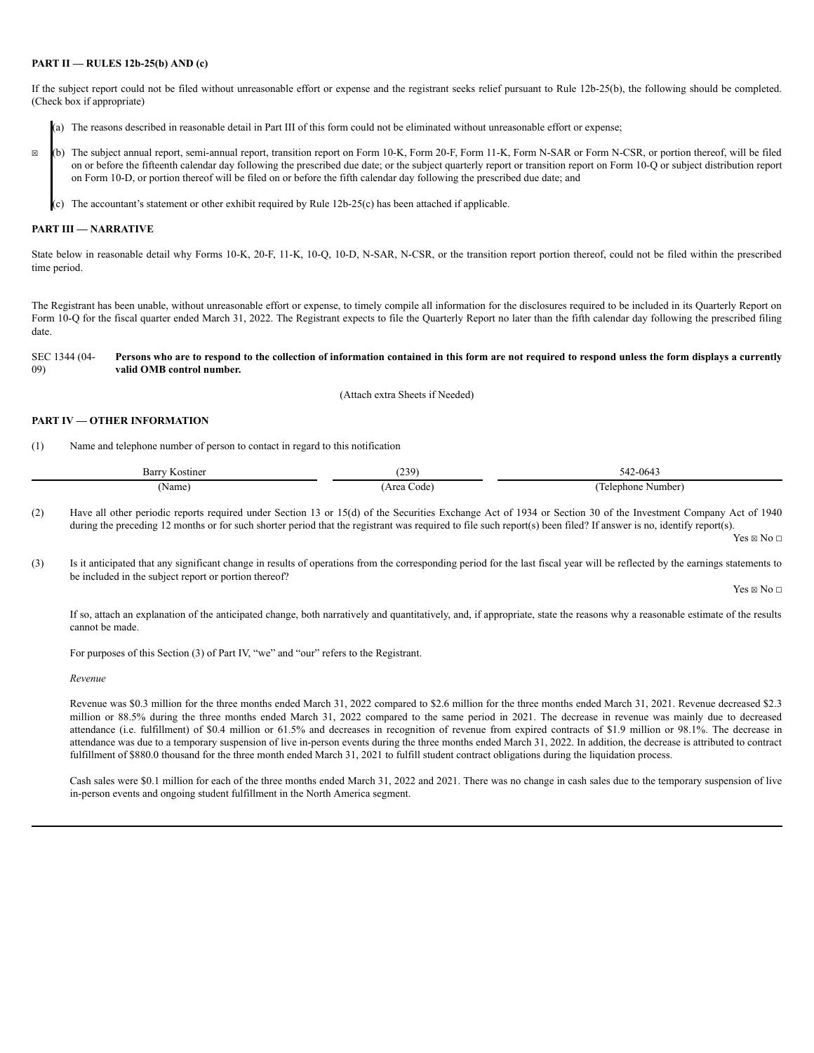**PART II — RULES 12b-25(b) AND (c)**

If the subject report could not be filed without unreasonable effort or expense and the registrant seeks relief pursuant to Rule 12b-25(b), the following should be completed. (Check box if appropriate)

(a) The reasons described in reasonable detail in Part III of this form could not be eliminated without unreasonable effort or expense;

☒ (b) The subject annual report, semi-annual report, transition report on Form 10-K, Form 20-F, Form 11-K, Form N-SAR or Form N-CSR, or portion thereof, will be filed on or before the fifteenth calendar day following the prescribed due date; or the subject quarterly report or transition report on Form 10-Q or subject distribution report on Form 10-D, or portion thereof will be filed on or before the fifth calendar day following the prescribed due date; and

(c) The accountant's statement or other exhibit required by Rule 12b-25(c) has been attached if applicable.

**PART III — NARRATIVE**

State below in reasonable detail why Forms 10-K, 20-F, 11-K, 10-Q, 10-D, N-SAR, N-CSR, or the transition report portion thereof, could not be filed within the prescribed time period.

The Registrant has been unable, without unreasonable effort or expense, to timely compile all information for the disclosures required to be included in its Quarterly Report on Form 10-Q for the fiscal quarter ended March 31, 2022. The Registrant expects to file the Quarterly Report no later than the fifth calendar day following the prescribed filing date.

SEC 1344 (04-09) **Persons who are to respond to the collection of information contained in this form are not required to respond unless the form displays a currently valid OMB control number.**

(Attach extra Sheets if Needed)

**PART IV — OTHER INFORMATION**

(1) Name and telephone number of person to contact in regard to this notification

| Barry Kostiner | (239) | 542-0643 |
|---|---|---|
| (Name) | (Area Code) | (Telephone Number) |

(2) Have all other periodic reports required under Section 13 or 15(d) of the Securities Exchange Act of 1934 or Section 30 of the Investment Company Act of 1940 during the preceding 12 months or for such shorter period that the registrant was required to file such report(s) been filed? If answer is no, identify report(s).

Yes ☒ No ☐

(3) Is it anticipated that any significant change in results of operations from the corresponding period for the last fiscal year will be reflected by the earnings statements to be included in the subject report or portion thereof?

Yes ☒ No ☐

If so, attach an explanation of the anticipated change, both narratively and quantitatively, and, if appropriate, state the reasons why a reasonable estimate of the results cannot be made.

For purposes of this Section (3) of Part IV, "we" and "our" refers to the Registrant.

*Revenue*

Revenue was $0.3 million for the three months ended March 31, 2022 compared to $2.6 million for the three months ended March 31, 2021. Revenue decreased $2.3 million or 88.5% during the three months ended March 31, 2022 compared to the same period in 2021. The decrease in revenue was mainly due to decreased attendance (i.e. fulfillment) of $0.4 million or 61.5% and decreases in recognition of revenue from expired contracts of $1.9 million or 98.1%. The decrease in attendance was due to a temporary suspension of live in-person events during the three months ended March 31, 2022. In addition, the decrease is attributed to contract fulfillment of $880.0 thousand for the three month ended March 31, 2021 to fulfill student contract obligations during the liquidation process.

Cash sales were $0.1 million for each of the three months ended March 31, 2022 and 2021. There was no change in cash sales due to the temporary suspension of live in-person events and ongoing student fulfillment in the North America segment.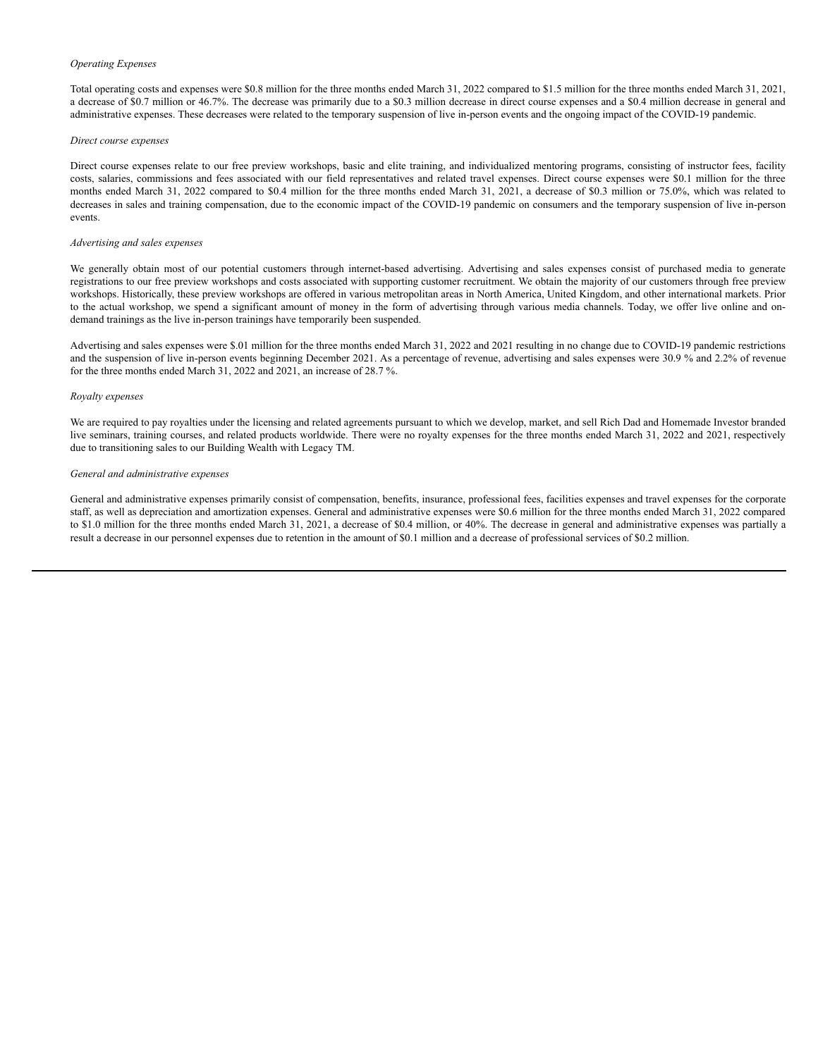*Operating Expenses*

Total operating costs and expenses were $0.8 million for the three months ended March 31, 2022 compared to $1.5 million for the three months ended March 31, 2021, a decrease of $0.7 million or 46.7%. The decrease was primarily due to a $0.3 million decrease in direct course expenses and a $0.4 million decrease in general and administrative expenses. These decreases were related to the temporary suspension of live in-person events and the ongoing impact of the COVID-19 pandemic.

*Direct course expenses*

Direct course expenses relate to our free preview workshops, basic and elite training, and individualized mentoring programs, consisting of instructor fees, facility costs, salaries, commissions and fees associated with our field representatives and related travel expenses. Direct course expenses were $0.1 million for the three months ended March 31, 2022 compared to $0.4 million for the three months ended March 31, 2021, a decrease of $0.3 million or 75.0%, which was related to decreases in sales and training compensation, due to the economic impact of the COVID-19 pandemic on consumers and the temporary suspension of live in-person events.

*Advertising and sales expenses*

We generally obtain most of our potential customers through internet-based advertising. Advertising and sales expenses consist of purchased media to generate registrations to our free preview workshops and costs associated with supporting customer recruitment. We obtain the majority of our customers through free preview workshops. Historically, these preview workshops are offered in various metropolitan areas in North America, United Kingdom, and other international markets. Prior to the actual workshop, we spend a significant amount of money in the form of advertising through various media channels. Today, we offer live online and on-demand trainings as the live in-person trainings have temporarily been suspended.

Advertising and sales expenses were $.01 million for the three months ended March 31, 2022 and 2021 resulting in no change due to COVID-19 pandemic restrictions and the suspension of live in-person events beginning December 2021. As a percentage of revenue, advertising and sales expenses were 30.9 % and 2.2% of revenue for the three months ended March 31, 2022 and 2021, an increase of 28.7 %.

*Royalty expenses*

We are required to pay royalties under the licensing and related agreements pursuant to which we develop, market, and sell Rich Dad and Homemade Investor branded live seminars, training courses, and related products worldwide. There were no royalty expenses for the three months ended March 31, 2022 and 2021, respectively due to transitioning sales to our Building Wealth with Legacy TM.

*General and administrative expenses*

General and administrative expenses primarily consist of compensation, benefits, insurance, professional fees, facilities expenses and travel expenses for the corporate staff, as well as depreciation and amortization expenses. General and administrative expenses were $0.6 million for the three months ended March 31, 2022 compared to $1.0 million for the three months ended March 31, 2021, a decrease of $0.4 million, or 40%. The decrease in general and administrative expenses was partially a result a decrease in our personnel expenses due to retention in the amount of $0.1 million and a decrease of professional services of $0.2 million.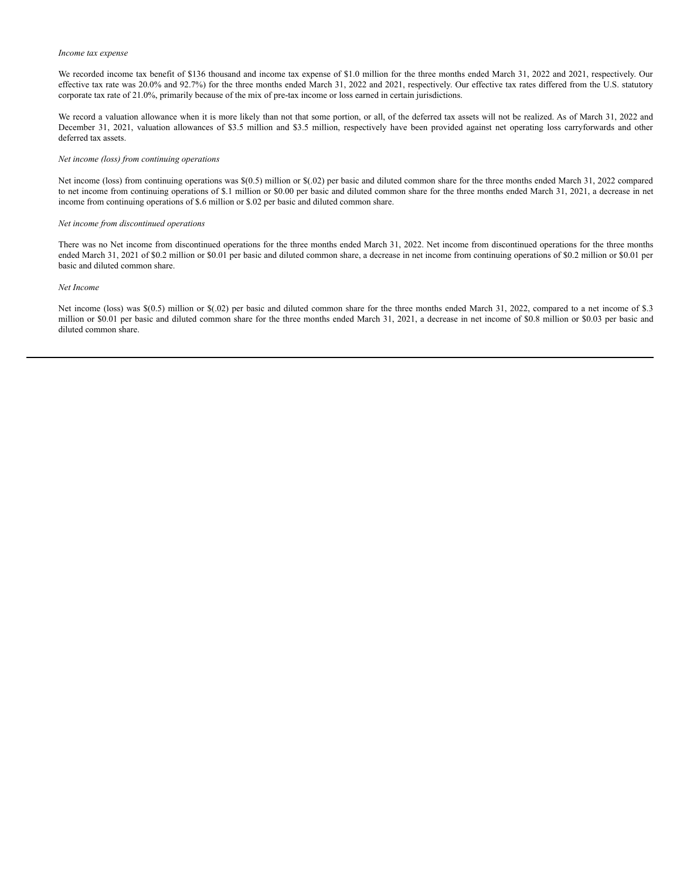*Income tax expense*

We recorded income tax benefit of $136 thousand and income tax expense of $1.0 million for the three months ended March 31, 2022 and 2021, respectively. Our effective tax rate was 20.0% and 92.7%) for the three months ended March 31, 2022 and 2021, respectively. Our effective tax rates differed from the U.S. statutory corporate tax rate of 21.0%, primarily because of the mix of pre-tax income or loss earned in certain jurisdictions.

We record a valuation allowance when it is more likely than not that some portion, or all, of the deferred tax assets will not be realized. As of March 31, 2022 and December 31, 2021, valuation allowances of $3.5 million and $3.5 million, respectively have been provided against net operating loss carryforwards and other deferred tax assets.

*Net income (loss) from continuing operations*

Net income (loss) from continuing operations was $(0.5) million or $(.02) per basic and diluted common share for the three months ended March 31, 2022 compared to net income from continuing operations of $.1 million or $0.00 per basic and diluted common share for the three months ended March 31, 2021, a decrease in net income from continuing operations of $.6 million or $.02 per basic and diluted common share.

*Net income from discontinued operations*

There was no Net income from discontinued operations for the three months ended March 31, 2022. Net income from discontinued operations for the three months ended March 31, 2021 of $0.2 million or $0.01 per basic and diluted common share, a decrease in net income from continuing operations of $0.2 million or $0.01 per basic and diluted common share.

*Net Income*

Net income (loss) was $(0.5) million or $(.02) per basic and diluted common share for the three months ended March 31, 2022, compared to a net income of $.3 million or $0.01 per basic and diluted common share for the three months ended March 31, 2021, a decrease in net income of $0.8 million or $0.03 per basic and diluted common share.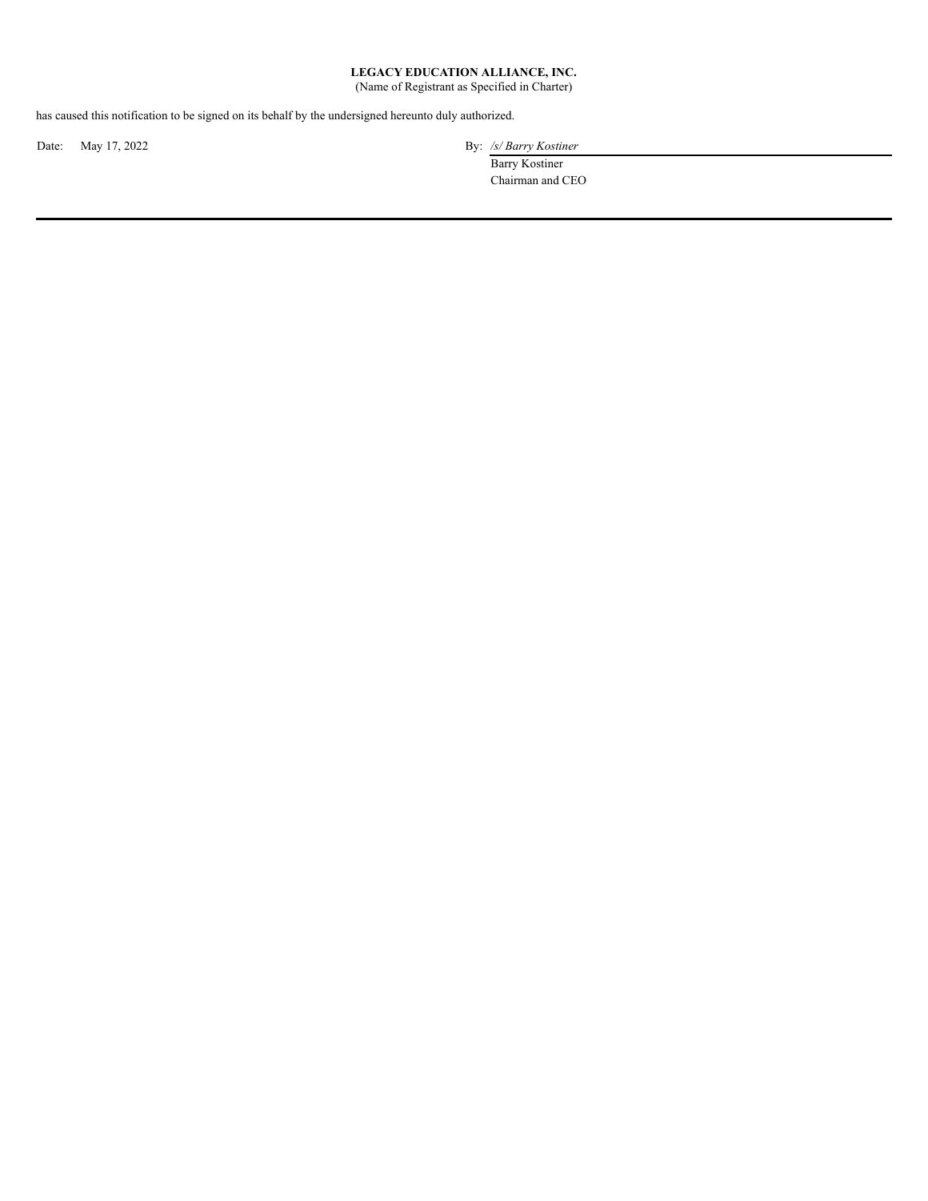**LEGACY EDUCATION ALLIANCE, INC.**
(Name of Registrant as Specified in Charter)

has caused this notification to be signed on its behalf by the undersigned hereunto duly authorized.

| | |
|---|---|
| Date: May 17, 2022 | By: */s/ Barry Kostiner* |
| | Barry Kostiner |
| | Chairman and CEO |